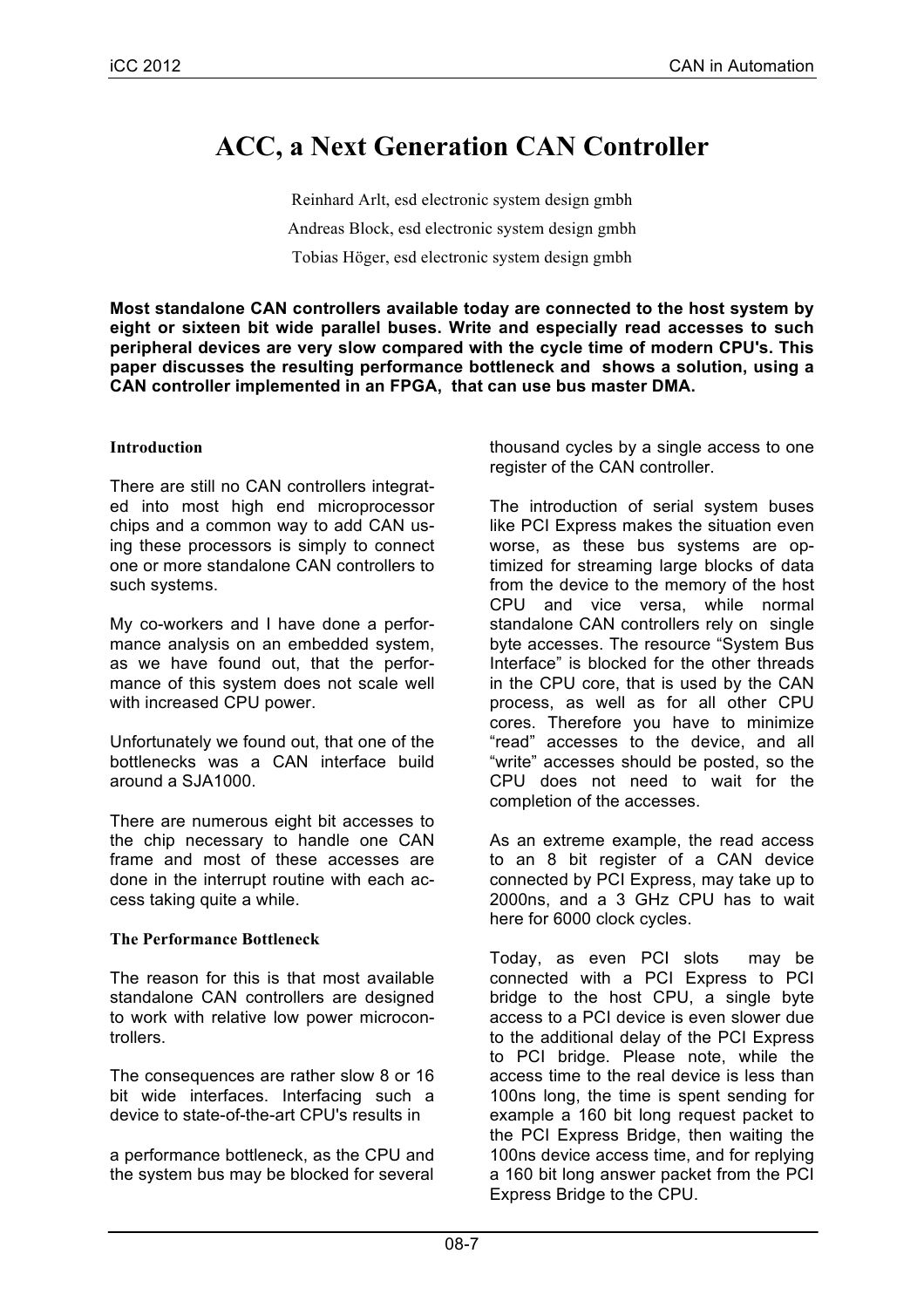# ACC, a Next Generation CAN Controller

Reinhard Arlt, esd electronic system design gmbh

Andreas Block, esd electronic system design gmbh

Tobias Höger, esd electronic system design gmbh

**Most standalone CAN controllers available today are connected to the host system by eight or sixteen bit wide parallel buses. Write and especially read accesses to such peripheral devices are very slow compared with the cycle time of modern CPU's. This paper discusses the resulting performance bottleneck and shows a solution, using a CAN controller implemented in an FPGA, that can use bus master DMA.**

### Introduction

There are still no CAN controllers integrated into most high end microprocessor chips and a common way to add CAN using these processors is simply to connect one or more standalone CAN controllers to such systems.

My co-workers and I have done a performance analysis on an embedded system, as we have found out, that the performance of this system does not scale well with increased CPU power.

Unfortunately we found out, that one of the bottlenecks was a CAN interface build around a SJA1000.

There are numerous eight bit accesses to the chip necessary to handle one CAN frame and most of these accesses are done in the interrupt routine with each access taking quite a while.

### The Performance Bottleneck

The reason for this is that most available standalone CAN controllers are designed to work with relative low power microcontrollers.

The consequences are rather slow 8 or 16 bit wide interfaces. Interfacing such a device to state-of-the-art CPU's results in a performance bottleneck, as the CPU and the system bus may be blocked for several thousand cycles by a single access to one register of the CAN controller.

The introduction of serial system buses like PCI Express makes the situation even worse, as these bus systems are optimized for streaming large blocks of data from the device to the memory of the host CPU and vice versa, while normal standalone CAN controllers rely on single byte accesses. The resource "System Bus Interface" is blocked for the other threads in the CPU core, that is used by the CAN process, as well as for all other CPU cores. Therefore you have to minimize "read" accesses to the device, and all "write" accesses should be posted, so the CPU does not need to wait for the completion of the accesses.

As an extreme example, the read access to an 8 bit register of a CAN device connected by PCI Express, may take up to 2000ns, and a 3 GHz CPU has to wait here for 6000 clock cycles.

Today, as even PCI slots may be connected with a PCI Express to PCI bridge to the host CPU, a single byte access to a PCI device is even slower due to the additional delay of the PCI Express to PCI bridge. Please note, while the access time to the real device is less than 100ns long, the time is spent sending for example a 160 bit long request packet to the PCI Express Bridge, then waiting the 100ns device access time, and for replying a 160 bit long answer packet from the PCI Express Bridge to the CPU.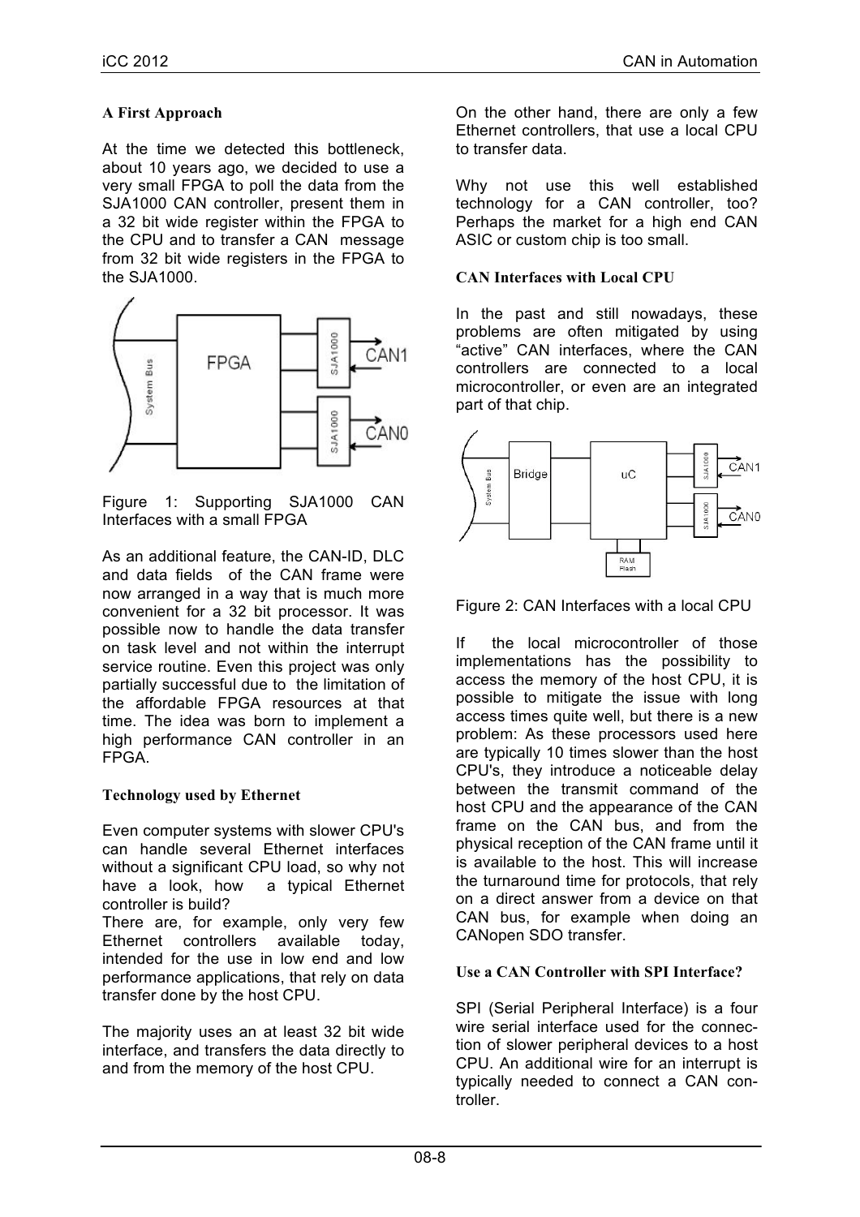### A First Approach

At the time we detected this bottleneck, about 10 years ago, we decided to use a very small FPGA to poll the data from the SJA1000 CAN controller, present them in a 32 bit wide register within the FPGA to the CPU and to transfer a CAN message from 32 bit wide registers in the FPGA to the SJA1000.

Figure 1: Supporting SJA1000 CAN Interfaces with a small FPGA

As an additional feature, the CAN-ID, DLC and data fields of the CAN frame were now arranged in a way that is much more convenient for a 32 bit processor. It was possible now to handle the data transfer on task level and not within the interrupt service routine. Even this project was only partially successful due to the limitation of the affordable FPGA resources at that time. The idea was born to implement a high performance CAN controller in an FPGA.

### Technology used by Ethernet

Even computer systems with slower CPU's can handle several Ethernet interfaces without a significant CPU load, so why not have a look, how a typical Ethernet controller is build?

There are, for example, only very few Ethernet controllers available today, intended for the use in low end and low performance applications, that rely on data transfer done by the host CPU.

The majority uses an at least 32 bit wide interface, and transfers the data directly to and from the memory of the host CPU.

On the other hand, there are only a few Ethernet controllers, that use a local CPU to transfer data.

Why not use this well established technology for a CAN controller, too? Perhaps the market for a high end CAN ASIC or custom chip is too small.

### CAN Interfaces with Local CPU

In the past and still nowadays, these problems are often mitigated by using “active” CAN interfaces, where the CAN controllers are connected to a local microcontroller, or even are an integrated part of that chip.

Figure 2: CAN Interfaces with a local CPU

If the local microcontroller of those implementations has the possibility to access the memory of the host CPU, it is possible to mitigate the issue with long access times quite well, but there is a new problem: As these processors used here are typically 10 times slower than the host CPU's, they introduce a noticeable delay between the transmit command of the host CPU and the appearance of the CAN frame on the CAN bus, and from the physical reception of the CAN frame until it is available to the host. This will increase the turnaround time for protocols, that rely on a direct answer from a device on that CAN bus, for example when doing an CANopen SDO transfer.

### Use a CAN Controller with SPI Interface?

SPI (Serial Peripheral Interface) is a four wire serial interface used for the connection of slower peripheral devices to a host CPU. An additional wire for an interrupt is typically needed to connect a CAN controller.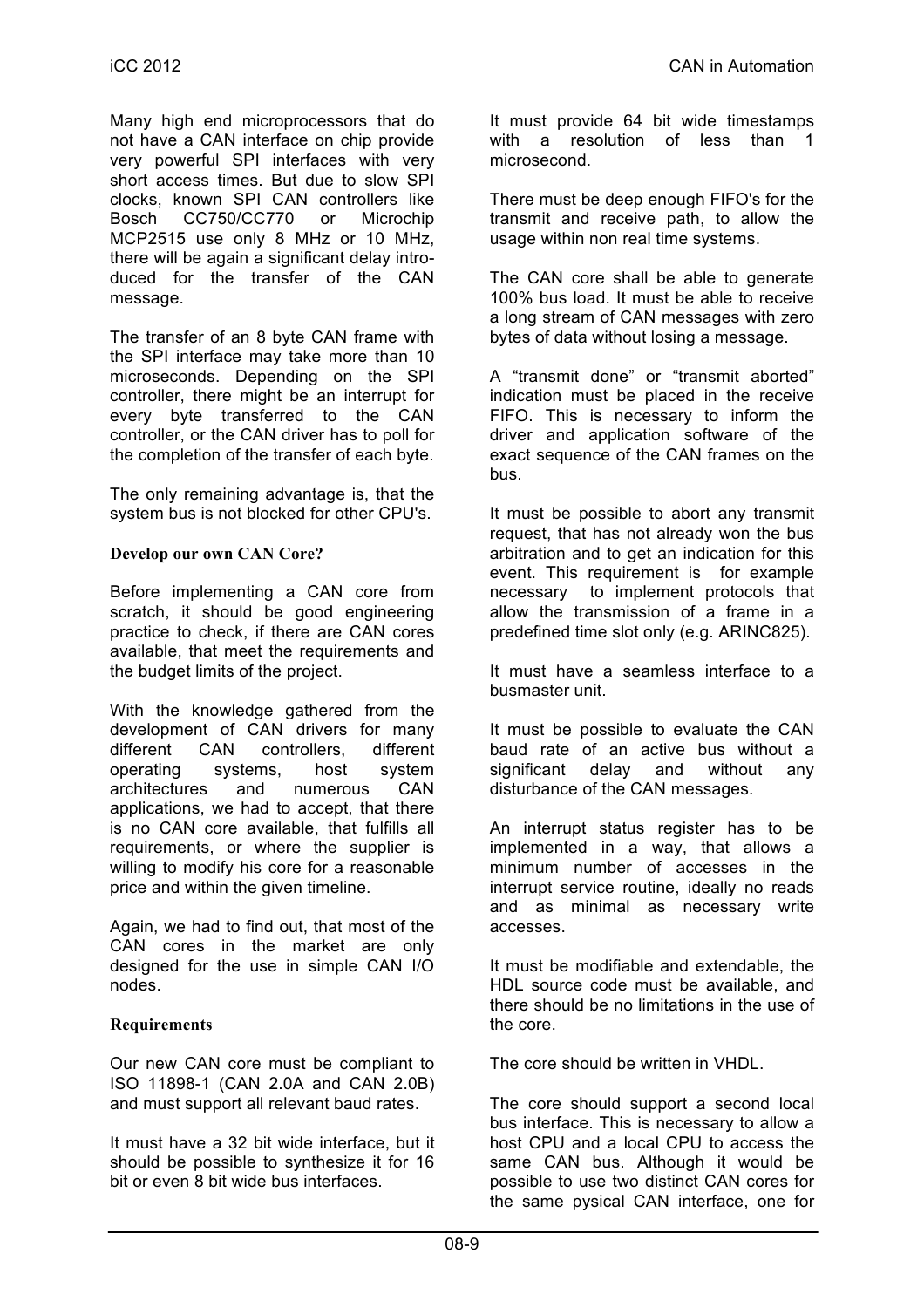Many high end microprocessors that do not have a CAN interface on chip provide very powerful SPI interfaces with very short access times. But due to slow SPI clocks, known SPI CAN controllers like Bosch CC750/CC770 or Microchip MCP2515 use only 8 MHz or 10 MHz, there will be again a significant delay introduced for the transfer of the CAN message.

The transfer of an 8 byte CAN frame with the SPI interface may take more than 10 microseconds. Depending on the SPI controller, there might be an interrupt for every byte transferred to the CAN controller, or the CAN driver has to poll for the completion of the transfer of each byte.

The only remaining advantage is, that the system bus is not blocked for other CPU's.

### Develop our own CAN Core?

Before implementing a CAN core from scratch, it should be good engineering practice to check, if there are CAN cores available, that meet the requirements and the budget limits of the project.

With the knowledge gathered from the development of CAN drivers for many different CAN controllers, different operating systems, host system architectures and numerous CAN applications, we had to accept, that there is no CAN core available, that fulfills all requirements, or where the supplier is willing to modify his core for a reasonable price and within the given timeline.

Again, we had to find out, that most of the CAN cores in the market are only designed for the use in simple CAN I/O nodes.

### Requirements

Our new CAN core must be compliant to ISO 11898-1 (CAN 2.0A and CAN 2.0B) and must support all relevant baud rates.

It must have a 32 bit wide interface, but it should be possible to synthesize it for 16 bit or even 8 bit wide bus interfaces.

It must provide 64 bit wide timestamps with a resolution of less than 1 microsecond.

There must be deep enough FIFO's for the transmit and receive path, to allow the usage within non real time systems.

The CAN core shall be able to generate 100% bus load. It must be able to receive a long stream of CAN messages with zero bytes of data without losing a message.

A "transmit done" or "transmit aborted" indication must be placed in the receive FIFO. This is necessary to inform the driver and application software of the exact sequence of the CAN frames on the bus.

It must be possible to abort any transmit request, that has not already won the bus arbitration and to get an indication for this event. This requirement is for example necessary to implement protocols that allow the transmission of a frame in a predefined time slot only (e.g. ARINC825).

It must have a seamless interface to a busmaster unit.

It must be possible to evaluate the CAN baud rate of an active bus without a significant delay and without any disturbance of the CAN messages.

An interrupt status register has to be implemented in a way, that allows a minimum number of accesses in the interrupt service routine, ideally no reads and as minimal as necessary write accesses.

It must be modifiable and extendable, the HDL source code must be available, and there should be no limitations in the use of the core.

The core should be written in VHDL.

The core should support a second local bus interface. This is necessary to allow a host CPU and a local CPU to access the same CAN bus. Although it would be possible to use two distinct CAN cores for the same pysical CAN interface, one for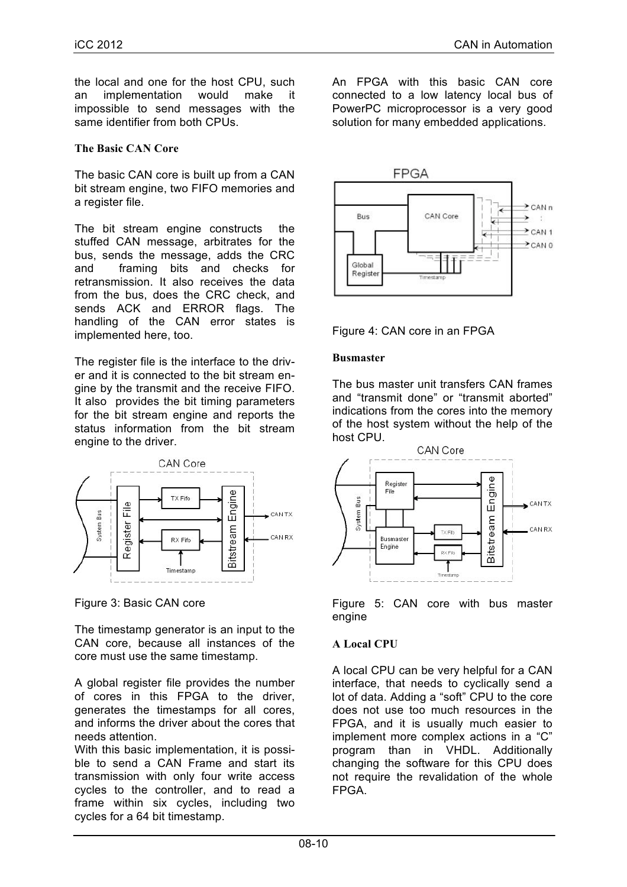the local and one for the host CPU, such an implementation would make it impossible to send messages with the same identifier from both CPUs.

### The Basic CAN Core

The basic CAN core is built up from a CAN bit stream engine, two FIFO memories and a register file.

The bit stream engine constructs the stuffed CAN message, arbitrates for the bus, sends the message, adds the CRC and framing bits and checks for retransmission. It also receives the data from the bus, does the CRC check, and sends ACK and ERROR flags. The handling of the CAN error states is implemented here, too.

The register file is the interface to the driver and it is connected to the bit stream engine by the transmit and the receive FIFO. It also provides the bit timing parameters for the bit stream engine and reports the status information from the bit stream engine to the driver.

Figure 3: Basic CAN core

The timestamp generator is an input to the CAN core, because all instances of the core must use the same timestamp.

A global register file provides the number of cores in this FPGA to the driver, generates the timestamps for all cores, and informs the driver about the cores that needs attention.

With this basic implementation, it is possible to send a CAN Frame and start its transmission with only four write access cycles to the controller, and to read a frame within six cycles, including two cycles for a 64 bit timestamp.

An FPGA with this basic CAN core connected to a low latency local bus of PowerPC microprocessor is a very good solution for many embedded applications.

Figure 4: CAN core in an FPGA

### Busmaster

The bus master unit transfers CAN frames and "transmit done" or "transmit aborted" indications from the cores into the memory of the host system without the help of the host CPU.

Figure 5: CAN core with bus master engine

### A Local CPU

A local CPU can be very helpful for a CAN interface, that needs to cyclically send a lot of data. Adding a "soft" CPU to the core does not use too much resources in the FPGA, and it is usually much easier to implement more complex actions in a "C" program than in VHDL. Additionally changing the software for this CPU does not require the revalidation of the whole FPGA.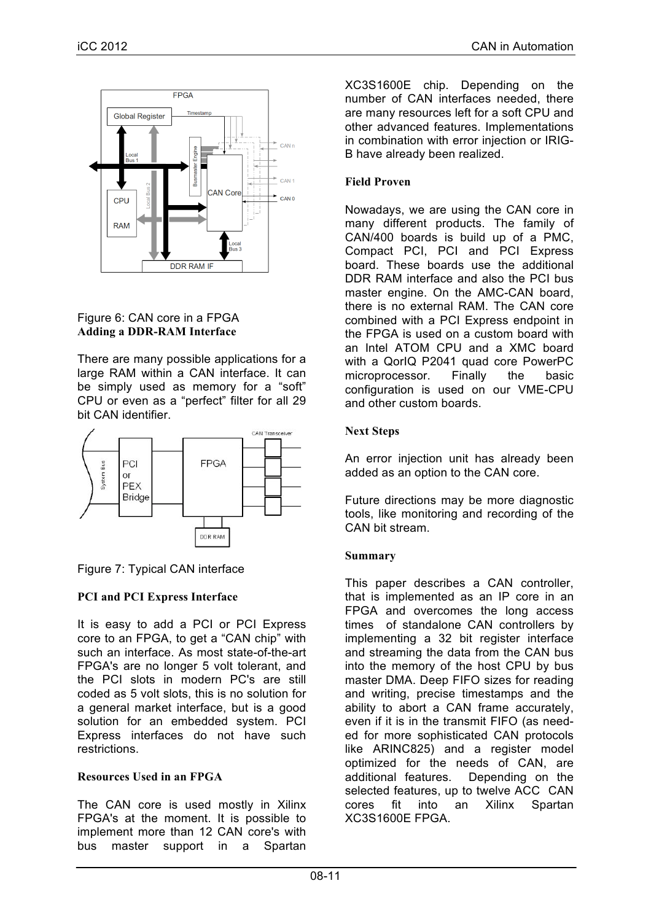Figure 6: CAN core in a FPGA

### Adding a DDR-RAM Interface

There are many possible applications for a large RAM within a CAN interface. It can be simply used as memory for a "soft" CPU or even as a "perfect" filter for all 29 bit CAN identifier.

Figure 7: Typical CAN interface

### PCI and PCI Express Interface

It is easy to add a PCI or PCI Express core to an FPGA, to get a "CAN chip" with such an interface. As most state-of-the-art FPGA's are no longer 5 volt tolerant, and the PCI slots in modern PC's are still coded as 5 volt slots, this is no solution for a general market interface, but is a good solution for an embedded system. PCI Express interfaces do not have such restrictions.

### Resources Used in an FPGA

The CAN core is used mostly in Xilinx FPGA's at the moment. It is possible to implement more than 12 CAN core's with bus master support in a Spartan XC3S1600E chip. Depending on the number of CAN interfaces needed, there are many resources left for a soft CPU and other advanced features. Implementations in combination with error injection or IRIG-B have already been realized.

### Field Proven

Nowadays, we are using the CAN core in many different products. The family of CAN/400 boards is build up of a PMC, Compact PCI, PCI and PCI Express board. These boards use the additional DDR RAM interface and also the PCI bus master engine. On the AMC-CAN board, there is no external RAM. The CAN core combined with a PCI Express endpoint in the FPGA is used on a custom board with an Intel ATOM CPU and a XMC board with a QorIQ P2041 quad core PowerPC microprocessor. Finally the basic configuration is used on our VME-CPU and other custom boards.

### Next Steps

An error injection unit has already been added as an option to the CAN core.

Future directions may be more diagnostic tools, like monitoring and recording of the CAN bit stream.

### Summary

This paper describes a CAN controller, that is implemented as an IP core in an FPGA and overcomes the long access times of standalone CAN controllers by implementing a 32 bit register interface and streaming the data from the CAN bus into the memory of the host CPU by bus master DMA. Deep FIFO sizes for reading and writing, precise timestamps and the ability to abort a CAN frame accurately, even if it is in the transmit FIFO (as needed for more sophisticated CAN protocols like ARINC825) and a register model optimized for the needs of CAN, are additional features. Depending on the selected features, up to twelve ACC CAN cores fit into an Xilinx Spartan XC3S1600E FPGA.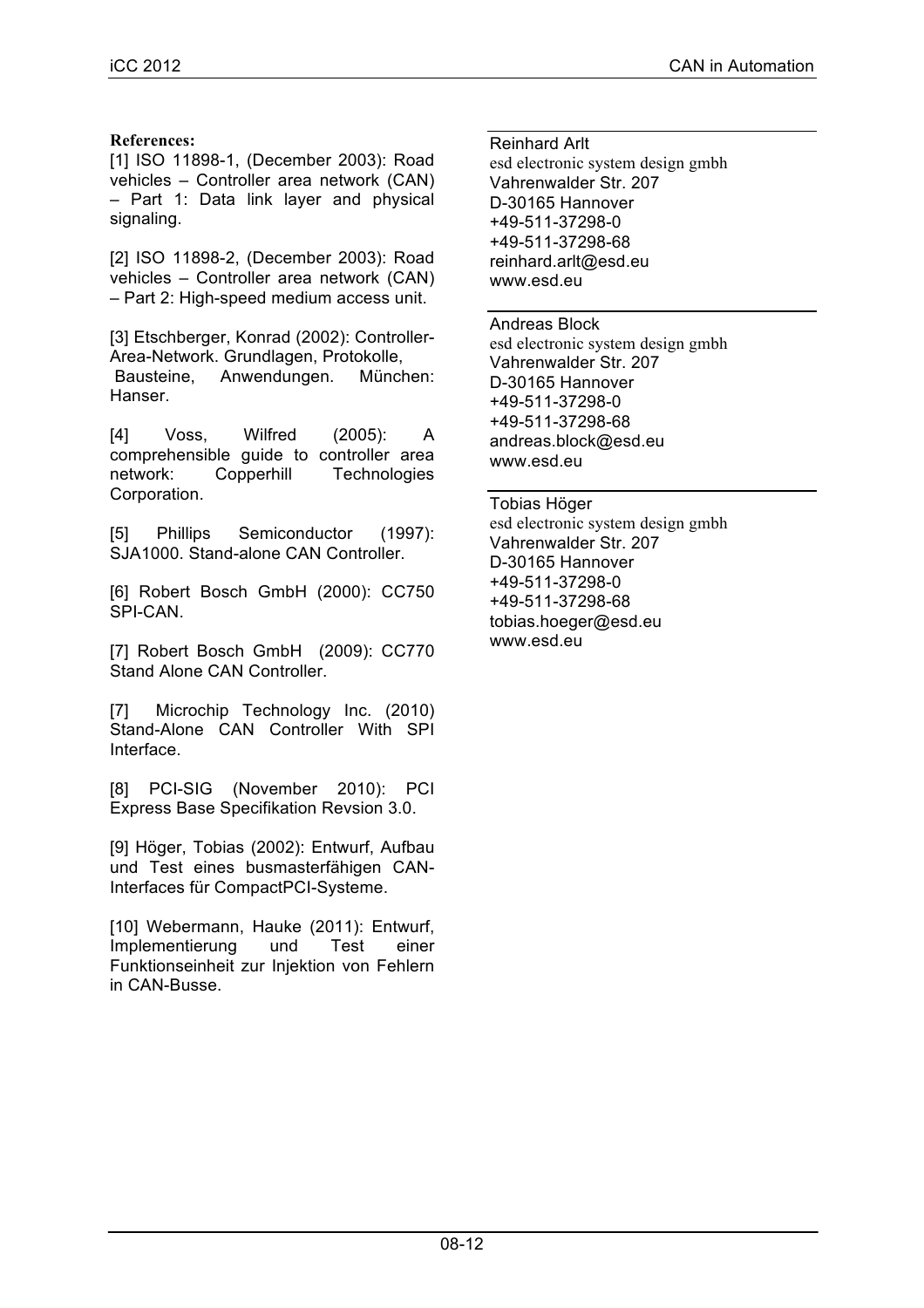**References:**

[1] ISO 11898-1, (December 2003): Road vehicles – Controller area network (CAN) – Part 1: Data link layer and physical signaling.

[2] ISO 11898-2, (December 2003): Road vehicles – Controller area network (CAN) – Part 2: High-speed medium access unit.

[3] Etschberger, Konrad (2002): Controller-Area-Network. Grundlagen, Protokolle, Bausteine, Anwendungen. München: Hanser.

[4] Voss, Wilfred (2005): A comprehensible guide to controller area network: Copperhill Technologies Corporation.

[5] Phillips Semiconductor (1997): SJA1000. Stand-alone CAN Controller.

[6] Robert Bosch GmbH (2000): CC750 SPI-CAN.

[7] Robert Bosch GmbH (2009): CC770 Stand Alone CAN Controller.

[7] Microchip Technology Inc. (2010) Stand-Alone CAN Controller With SPI Interface.

[8] PCI-SIG (November 2010): PCI Express Base Specifikation Revsion 3.0.

[9] Höger, Tobias (2002): Entwurf, Aufbau und Test eines busmasterfähigen CAN-Interfaces für CompactPCI-Systeme.

[10] Webermann, Hauke (2011): Entwurf, Implementierung und Test einer Funktionseinheit zur Injektion von Fehlern in CAN-Busse.

---

Reinhard Arlt
esd electronic system design gmbh
Vahrenwalder Str. 207
D-30165 Hannover
+49-511-37298-0
+49-511-37298-68
reinhard.arlt@esd.eu
www.esd.eu

---

Andreas Block
esd electronic system design gmbh
Vahrenwalder Str. 207
D-30165 Hannover
+49-511-37298-0
+49-511-37298-68
andreas.block@esd.eu
www.esd.eu

---

Tobias Höger
esd electronic system design gmbh
Vahrenwalder Str. 207
D-30165 Hannover
+49-511-37298-0
+49-511-37298-68
tobias.hoeger@esd.eu
www.esd.eu